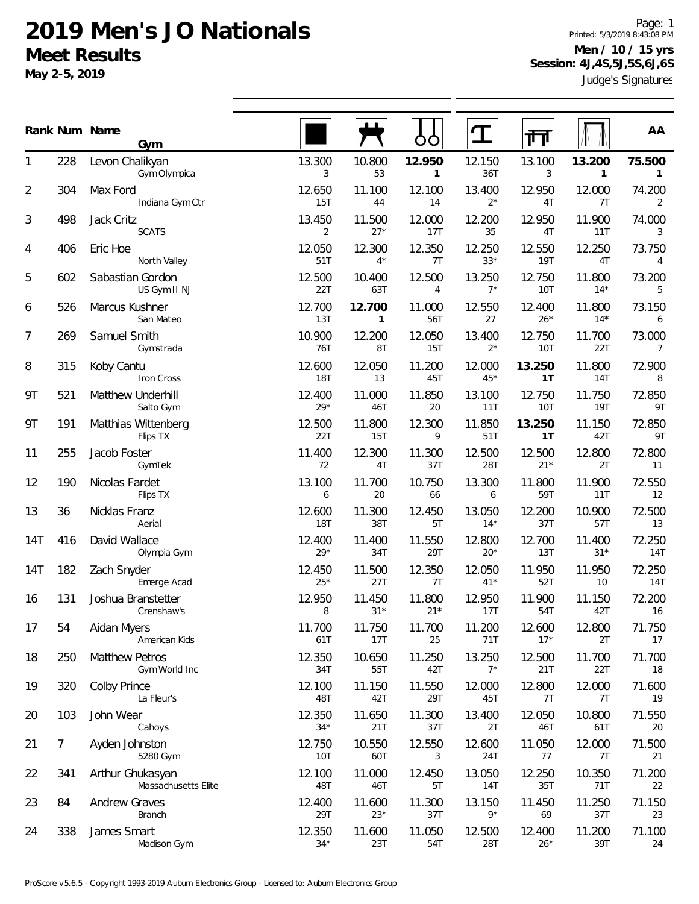# 2019 Men's JO Nationals

## Meet Results

**May 2-5, 2019**

Printed: 5/3/2019 8:43:08 PM

**Men / 10 / 15 yrs**

**Session: 4J,4S,5J,5S,6J,6S**

Judge's Signatures

| Rank | Num | Name / Gym | Floor | Pommel Horse | Rings | Vault | Parallel Bars | High Bar | AA |
|---|---|---|---|---|---|---|---|---|---|
| 1 | 228 | Levon Chalikyan<br>Gym Olympica | 13.300<br>3 | 10.800<br>53 | **12.950**<br>**1** | 12.150<br>36T | 13.100<br>3 | **13.200**<br>**1** | **75.500**<br>**1** |
| 2 | 304 | Max Ford<br>Indiana Gym Ctr | 12.650<br>15T | 11.100<br>44 | 12.100<br>14 | 13.400<br>2* | 12.950<br>4T | 12.000<br>7T | 74.200<br>2 |
| 3 | 498 | Jack Critz<br>SCATS | 13.450<br>2 | 11.500<br>27* | 12.000<br>17T | 12.200<br>35 | 12.950<br>4T | 11.900<br>11T | 74.000<br>3 |
| 4 | 406 | Eric Hoe<br>North Valley | 12.050<br>51T | 12.300<br>4* | 12.350<br>7T | 12.250<br>33* | 12.550<br>19T | 12.250<br>4T | 73.750<br>4 |
| 5 | 602 | Sabastian Gordon<br>US Gym II NJ | 12.500<br>22T | 10.400<br>63T | 12.500<br>4 | 13.250<br>7* | 12.750<br>10T | 11.800<br>14* | 73.200<br>5 |
| 6 | 526 | Marcus Kushner<br>San Mateo | 12.700<br>13T | **12.700**<br>**1** | 11.000<br>56T | 12.550<br>27 | 12.400<br>26* | 11.800<br>14* | 73.150<br>6 |
| 7 | 269 | Samuel Smith<br>Gymstrada | 10.900<br>76T | 12.200<br>8T | 12.050<br>15T | 13.400<br>2* | 12.750<br>10T | 11.700<br>22T | 73.000<br>7 |
| 8 | 315 | Koby Cantu<br>Iron Cross | 12.600<br>18T | 12.050<br>13 | 11.200<br>45T | 12.000<br>45* | **13.250**<br>**1T** | 11.800<br>14T | 72.900<br>8 |
| 9T | 521 | Matthew Underhill<br>Salto Gym | 12.400<br>29* | 11.000<br>46T | 11.850<br>20 | 13.100<br>11T | 12.750<br>10T | 11.750<br>19T | 72.850<br>9T |
| 9T | 191 | Matthias Wittenberg<br>Flips TX | 12.500<br>22T | 11.800<br>15T | 12.300<br>9 | 11.850<br>51T | **13.250**<br>**1T** | 11.150<br>42T | 72.850<br>9T |
| 11 | 255 | Jacob Foster<br>GymTek | 11.400<br>72 | 12.300<br>4T | 11.300<br>37T | 12.500<br>28T | 12.500<br>21* | 12.800<br>2T | 72.800<br>11 |
| 12 | 190 | Nicolas Fardet<br>Flips TX | 13.100<br>6 | 11.700<br>20 | 10.750<br>66 | 13.300<br>6 | 11.800<br>59T | 11.900<br>11T | 72.550<br>12 |
| 13 | 36 | Nicklas Franz<br>Aerial | 12.600<br>18T | 11.300<br>38T | 12.450<br>5T | 13.050<br>14* | 12.200<br>37T | 10.900<br>57T | 72.500<br>13 |
| 14T | 416 | David Wallace<br>Olympia Gym | 12.400<br>29* | 11.400<br>34T | 11.550<br>29T | 12.800<br>20* | 12.700<br>13T | 11.400<br>31* | 72.250<br>14T |
| 14T | 182 | Zach Snyder<br>Emerge Acad | 12.450<br>25* | 11.500<br>27T | 12.350<br>7T | 12.050<br>41* | 11.950<br>52T | 11.950<br>10 | 72.250<br>14T |
| 16 | 131 | Joshua Branstetter<br>Crenshaw's | 12.950<br>8 | 11.450<br>31* | 11.800<br>21* | 12.950<br>17T | 11.900<br>54T | 11.150<br>42T | 72.200<br>16 |
| 17 | 54 | Aidan Myers<br>American Kids | 11.700<br>61T | 11.750<br>17T | 11.700<br>25 | 11.200<br>71T | 12.600<br>17* | 12.800<br>2T | 71.750<br>17 |
| 18 | 250 | Matthew Petros<br>Gym World Inc | 12.350<br>34T | 10.650<br>55T | 11.250<br>42T | 13.250<br>7* | 12.500<br>21T | 11.700<br>22T | 71.700<br>18 |
| 19 | 320 | Colby Prince<br>La Fleur's | 12.100<br>48T | 11.150<br>42T | 11.550<br>29T | 12.000<br>45T | 12.800<br>7T | 12.000<br>7T | 71.600<br>19 |
| 20 | 103 | John Wear<br>Cahoys | 12.350<br>34* | 11.650<br>21T | 11.300<br>37T | 13.400<br>2T | 12.050<br>46T | 10.800<br>61T | 71.550<br>20 |
| 21 | 7 | Ayden Johnston<br>5280 Gym | 12.750<br>10T | 10.550<br>60T | 12.550<br>3 | 12.600<br>24T | 11.050<br>77 | 12.000<br>7T | 71.500<br>21 |
| 22 | 341 | Arthur Ghukasyan<br>Massachusetts Elite | 12.100<br>48T | 11.000<br>46T | 12.450<br>5T | 13.050<br>14T | 12.250<br>35T | 10.350<br>71T | 71.200<br>22 |
| 23 | 84 | Andrew Graves<br>Branch | 12.400<br>29T | 11.600<br>23* | 11.300<br>37T | 13.150<br>9* | 11.450<br>69 | 11.250<br>37T | 71.150<br>23 |
| 24 | 338 | James Smart<br>Madison Gym | 12.350<br>34* | 11.600<br>23T | 11.050<br>54T | 12.500<br>28T | 12.400<br>26* | 11.200<br>39T | 71.100<br>24 |

ProScore v5.6.5 - Copyright 1993-2019 Auburn Electronics Group - Licensed to: Auburn Electronics Group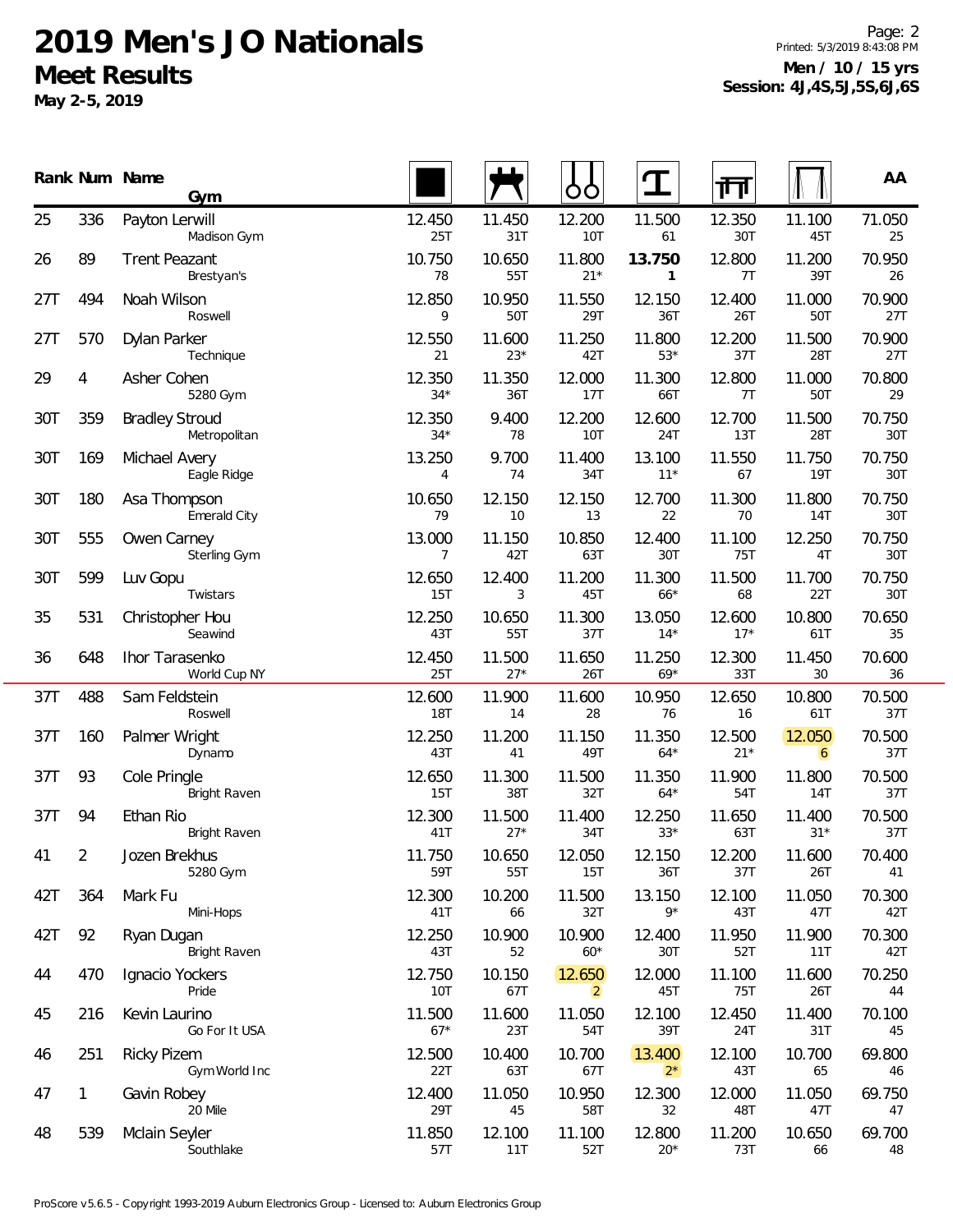# 2019 Men's JO Nationals

## Meet Results

**May 2-5, 2019**

**Men / 10 / 15 yrs**
**Session: 4J,4S,5J,5S,6J,6S**

| Rank | Num | Name / Gym | Floor | Pommel Horse | Rings | Vault | Parallel Bars | High Bar | AA |
|---|---|---|---|---|---|---|---|---|---|
| 25 | 336 | Payton Lerwill<br>Madison Gym | 12.450<br>25T | 11.450<br>31T | 12.200<br>10T | 11.500<br>61 | 12.350<br>30T | 11.100<br>45T | 71.050<br>25 |
| 26 | 89 | Trent Peazant<br>Brestyan's | 10.750<br>78 | 10.650<br>55T | 11.800<br>21* | **13.750**<br>**1** | 12.800<br>7T | 11.200<br>39T | 70.950<br>26 |
| 27T | 494 | Noah Wilson<br>Roswell | 12.850<br>9 | 10.950<br>50T | 11.550<br>29T | 12.150<br>36T | 12.400<br>26T | 11.000<br>50T | 70.900<br>27T |
| 27T | 570 | Dylan Parker<br>Technique | 12.550<br>21 | 11.600<br>23* | 11.250<br>42T | 11.800<br>53* | 12.200<br>37T | 11.500<br>28T | 70.900<br>27T |
| 29 | 4 | Asher Cohen<br>5280 Gym | 12.350<br>34* | 11.350<br>36T | 12.000<br>17T | 11.300<br>66T | 12.800<br>7T | 11.000<br>50T | 70.800<br>29 |
| 30T | 359 | Bradley Stroud<br>Metropolitan | 12.350<br>34* | 9.400<br>78 | 12.200<br>10T | 12.600<br>24T | 12.700<br>13T | 11.500<br>28T | 70.750<br>30T |
| 30T | 169 | Michael Avery<br>Eagle Ridge | 13.250<br>4 | 9.700<br>74 | 11.400<br>34T | 13.100<br>11* | 11.550<br>67 | 11.750<br>19T | 70.750<br>30T |
| 30T | 180 | Asa Thompson<br>Emerald City | 10.650<br>79 | 12.150<br>10 | 12.150<br>13 | 12.700<br>22 | 11.300<br>70 | 11.800<br>14T | 70.750<br>30T |
| 30T | 555 | Owen Carney<br>Sterling Gym | 13.000<br>7 | 11.150<br>42T | 10.850<br>63T | 12.400<br>30T | 11.100<br>75T | 12.250<br>4T | 70.750<br>30T |
| 30T | 599 | Luv Gopu<br>Twistars | 12.650<br>15T | 12.400<br>3 | 11.200<br>45T | 11.300<br>66* | 11.500<br>68 | 11.700<br>22T | 70.750<br>30T |
| 35 | 531 | Christopher Hou<br>Seawind | 12.250<br>43T | 10.650<br>55T | 11.300<br>37T | 13.050<br>14* | 12.600<br>17* | 10.800<br>61T | 70.650<br>35 |
| 36 | 648 | Ihor Tarasenko<br>World Cup NY | 12.450<br>25T | 11.500<br>27* | 11.650<br>26T | 11.250<br>69* | 12.300<br>33T | 11.450<br>30 | 70.600<br>36 |
| 37T | 488 | Sam Feldstein<br>Roswell | 12.600<br>18T | 11.900<br>14 | 11.600<br>28 | 10.950<br>76 | 12.650<br>16 | 10.800<br>61T | 70.500<br>37T |
| 37T | 160 | Palmer Wright<br>Dynamo | 12.250<br>43T | 11.200<br>41 | 11.150<br>49T | 11.350<br>64* | 12.500<br>21* | 12.050<br>6 | 70.500<br>37T |
| 37T | 93 | Cole Pringle<br>Bright Raven | 12.650<br>15T | 11.300<br>38T | 11.500<br>32T | 11.350<br>64* | 11.900<br>54T | 11.800<br>14T | 70.500<br>37T |
| 37T | 94 | Ethan Rio<br>Bright Raven | 12.300<br>41T | 11.500<br>27* | 11.400<br>34T | 12.250<br>33* | 11.650<br>63T | 11.400<br>31* | 70.500<br>37T |
| 41 | 2 | Jozen Brekhus<br>5280 Gym | 11.750<br>59T | 10.650<br>55T | 12.050<br>15T | 12.150<br>36T | 12.200<br>37T | 11.600<br>26T | 70.400<br>41 |
| 42T | 364 | Mark Fu<br>Mini-Hops | 12.300<br>41T | 10.200<br>66 | 11.500<br>32T | 13.150<br>9* | 12.100<br>43T | 11.050<br>47T | 70.300<br>42T |
| 42T | 92 | Ryan Dugan<br>Bright Raven | 12.250<br>43T | 10.900<br>52 | 10.900<br>60* | 12.400<br>30T | 11.950<br>52T | 11.900<br>11T | 70.300<br>42T |
| 44 | 470 | Ignacio Yockers<br>Pride | 12.750<br>10T | 10.150<br>67T | 12.650<br>2 | 12.000<br>45T | 11.100<br>75T | 11.600<br>26T | 70.250<br>44 |
| 45 | 216 | Kevin Laurino<br>Go For It USA | 11.500<br>67* | 11.600<br>23T | 11.050<br>54T | 12.100<br>39T | 12.450<br>24T | 11.400<br>31T | 70.100<br>45 |
| 46 | 251 | Ricky Pizem<br>Gym World Inc | 12.500<br>22T | 10.400<br>63T | 10.700<br>67T | 13.400<br>2* | 12.100<br>43T | 10.700<br>65 | 69.800<br>46 |
| 47 | 1 | Gavin Robey<br>20 Mile | 12.400<br>29T | 11.050<br>45 | 10.950<br>58T | 12.300<br>32 | 12.000<br>48T | 11.050<br>47T | 69.750<br>47 |
| 48 | 539 | Mclain Seyler<br>Southlake | 11.850<br>57T | 12.100<br>11T | 11.100<br>52T | 12.800<br>20* | 11.200<br>73T | 10.650<br>66 | 69.700<br>48 |

ProScore v5.6.5 - Copyright 1993-2019 Auburn Electronics Group - Licensed to: Auburn Electronics Group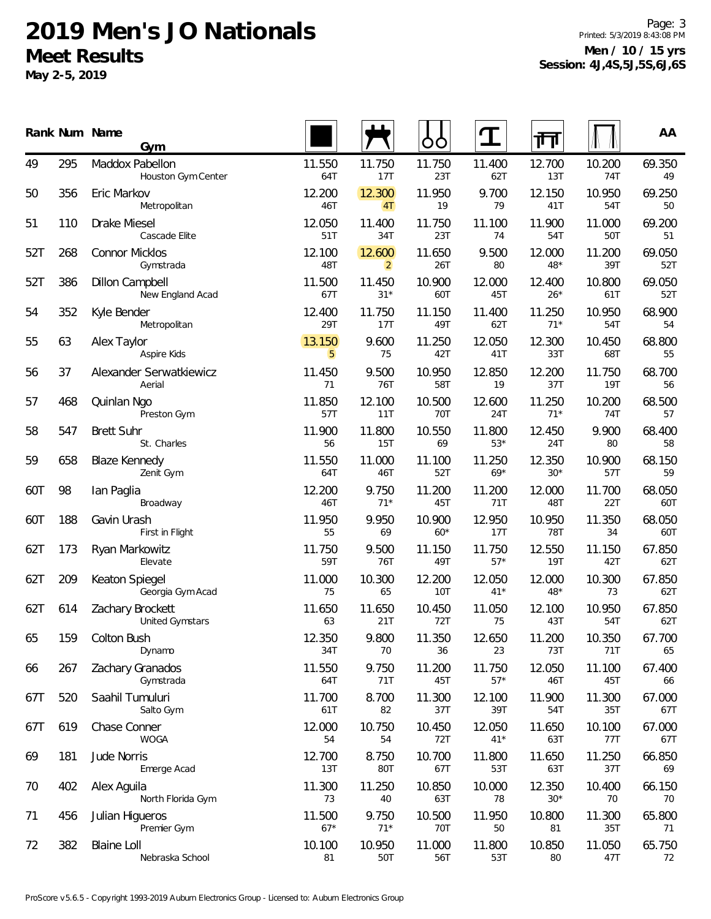# 2019 Men's JO Nationals

## Meet Results

**May 2-5, 2019**

**Men / 10 / 15 yrs**
**Session: 4J,4S,5J,5S,6J,6S**

| Rank | Num | Name / Gym | Floor | Pommel Horse | Rings | Vault | Parallel Bars | High Bar | AA |
|---|---|---|---|---|---|---|---|---|---|
| 49 | 295 | Maddox Pabellon<br>Houston Gym Center | 11.550<br>64T | 11.750<br>17T | 11.750<br>23T | 11.400<br>62T | 12.700<br>13T | 10.200<br>74T | 69.350<br>49 |
| 50 | 356 | Eric Markov<br>Metropolitan | 12.200<br>46T | 12.300<br>4T | 11.950<br>19 | 9.700<br>79 | 12.150<br>41T | 10.950<br>54T | 69.250<br>50 |
| 51 | 110 | Drake Miesel<br>Cascade Elite | 12.050<br>51T | 11.400<br>34T | 11.750<br>23T | 11.100<br>74 | 11.900<br>54T | 11.000<br>50T | 69.200<br>51 |
| 52T | 268 | Connor Micklos<br>Gymstrada | 12.100<br>48T | 12.600<br>2 | 11.650<br>26T | 9.500<br>80 | 12.000<br>48* | 11.200<br>39T | 69.050<br>52T |
| 52T | 386 | Dillon Campbell<br>New England Acad | 11.500<br>67T | 11.450<br>31* | 10.900<br>60T | 12.000<br>45T | 12.400<br>26* | 10.800<br>61T | 69.050<br>52T |
| 54 | 352 | Kyle Bender<br>Metropolitan | 12.400<br>29T | 11.750<br>17T | 11.150<br>49T | 11.400<br>62T | 11.250<br>71* | 10.950<br>54T | 68.900<br>54 |
| 55 | 63 | Alex Taylor<br>Aspire Kids | 13.150<br>5 | 9.600<br>75 | 11.250<br>42T | 12.050<br>41T | 12.300<br>33T | 10.450<br>68T | 68.800<br>55 |
| 56 | 37 | Alexander Serwatkiewicz<br>Aerial | 11.450<br>71 | 9.500<br>76T | 10.950<br>58T | 12.850<br>19 | 12.200<br>37T | 11.750<br>19T | 68.700<br>56 |
| 57 | 468 | Quinlan Ngo<br>Preston Gym | 11.850<br>57T | 12.100<br>11T | 10.500<br>70T | 12.600<br>24T | 11.250<br>71* | 10.200<br>74T | 68.500<br>57 |
| 58 | 547 | Brett Suhr<br>St. Charles | 11.900<br>56 | 11.800<br>15T | 10.550<br>69 | 11.800<br>53* | 12.450<br>24T | 9.900<br>80 | 68.400<br>58 |
| 59 | 658 | Blaze Kennedy<br>Zenit Gym | 11.550<br>64T | 11.000<br>46T | 11.100<br>52T | 11.250<br>69* | 12.350<br>30* | 10.900<br>57T | 68.150<br>59 |
| 60T | 98 | Ian Paglia<br>Broadway | 12.200<br>46T | 9.750<br>71* | 11.200<br>45T | 11.200<br>71T | 12.000<br>48T | 11.700<br>22T | 68.050<br>60T |
| 60T | 188 | Gavin Urash<br>First in Flight | 11.950<br>55 | 9.950<br>69 | 10.900<br>60* | 12.950<br>17T | 10.950<br>78T | 11.350<br>34 | 68.050<br>60T |
| 62T | 173 | Ryan Markowitz<br>Elevate | 11.750<br>59T | 9.500<br>76T | 11.150<br>49T | 11.750<br>57* | 12.550<br>19T | 11.150<br>42T | 67.850<br>62T |
| 62T | 209 | Keaton Spiegel<br>Georgia Gym Acad | 11.000<br>75 | 10.300<br>65 | 12.200<br>10T | 12.050<br>41* | 12.000<br>48* | 10.300<br>73 | 67.850<br>62T |
| 62T | 614 | Zachary Brockett<br>United Gymstars | 11.650<br>63 | 11.650<br>21T | 10.450<br>72T | 11.050<br>75 | 12.100<br>43T | 10.950<br>54T | 67.850<br>62T |
| 65 | 159 | Colton Bush<br>Dynamo | 12.350<br>34T | 9.800<br>70 | 11.350<br>36 | 12.650<br>23 | 11.200<br>73T | 10.350<br>71T | 67.700<br>65 |
| 66 | 267 | Zachary Granados<br>Gymstrada | 11.550<br>64T | 9.750<br>71T | 11.200<br>45T | 11.750<br>57* | 12.050<br>46T | 11.100<br>45T | 67.400<br>66 |
| 67T | 520 | Saahil Tumuluri<br>Salto Gym | 11.700<br>61T | 8.700<br>82 | 11.300<br>37T | 12.100<br>39T | 11.900<br>54T | 11.300<br>35T | 67.000<br>67T |
| 67T | 619 | Chase Conner<br>WOGA | 12.000<br>54 | 10.750<br>54 | 10.450<br>72T | 12.050<br>41* | 11.650<br>63T | 10.100<br>77T | 67.000<br>67T |
| 69 | 181 | Jude Norris<br>Emerge Acad | 12.700<br>13T | 8.750<br>80T | 10.700<br>67T | 11.800<br>53T | 11.650<br>63T | 11.250<br>37T | 66.850<br>69 |
| 70 | 402 | Alex Aguila<br>North Florida Gym | 11.300<br>73 | 11.250<br>40 | 10.850<br>63T | 10.000<br>78 | 12.350<br>30* | 10.400<br>70 | 66.150<br>70 |
| 71 | 456 | Julian Higueros<br>Premier Gym | 11.500<br>67* | 9.750<br>71* | 10.500<br>70T | 11.950<br>50 | 10.800<br>81 | 11.300<br>35T | 65.800<br>71 |
| 72 | 382 | Blaine Loll<br>Nebraska School | 10.100<br>81 | 10.950<br>50T | 11.000<br>56T | 11.800<br>53T | 10.850<br>80 | 11.050<br>47T | 65.750<br>72 |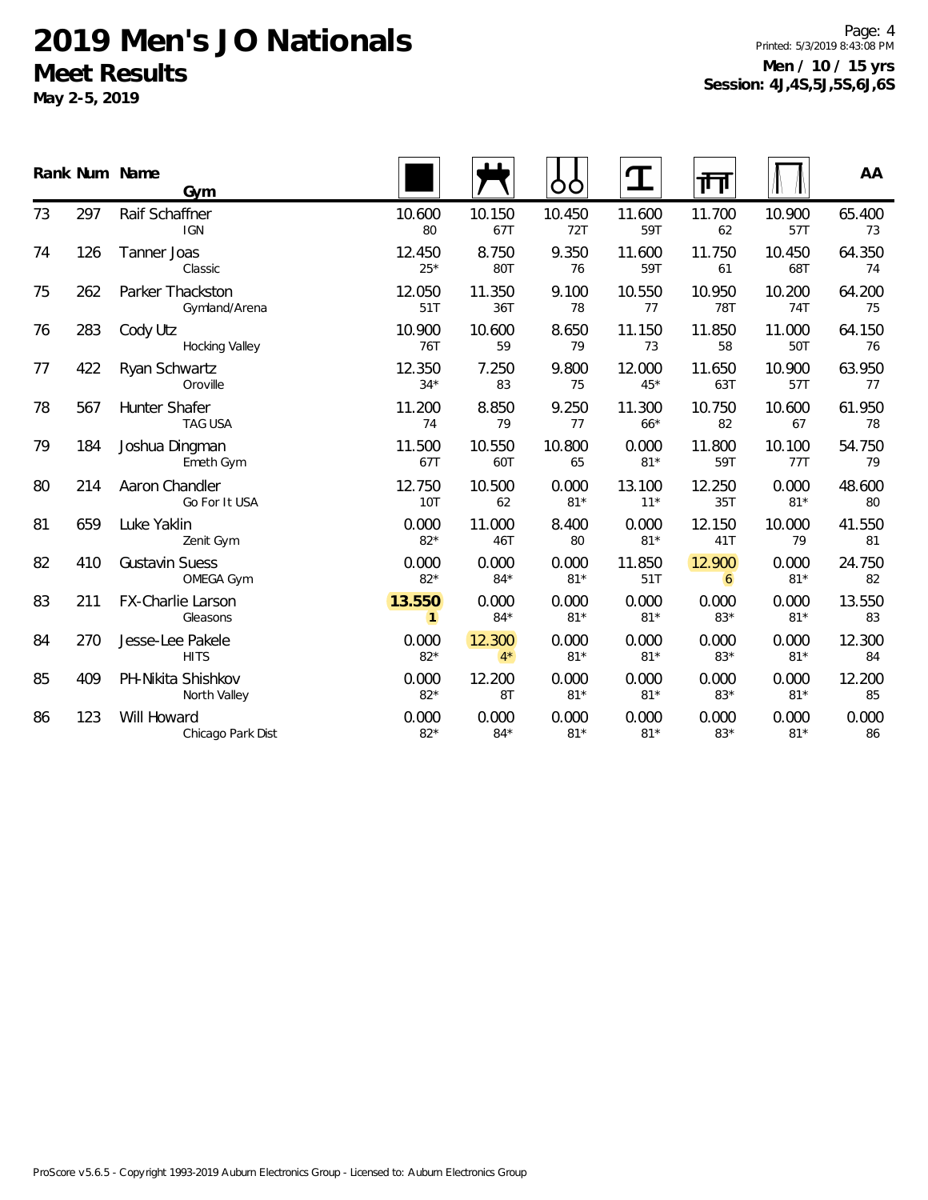# 2019 Men's JO Nationals

## Meet Results

**May 2-5, 2019**

**Men / 10 / 15 yrs**
**Session: 4J,4S,5J,5S,6J,6S**

| Rank | Num | Name / Gym | Floor | Pommel Horse | Rings | Vault | Parallel Bars | High Bar | AA |
|---|---|---|---|---|---|---|---|---|---|
| 73 | 297 | Raif Schaffner<br>IGN | 10.600<br>80 | 10.150<br>67T | 10.450<br>72T | 11.600<br>59T | 11.700<br>62 | 10.900<br>57T | 65.400<br>73 |
| 74 | 126 | Tanner Joas<br>Classic | 12.450<br>25* | 8.750<br>80T | 9.350<br>76 | 11.600<br>59T | 11.750<br>61 | 10.450<br>68T | 64.350<br>74 |
| 75 | 262 | Parker Thackston<br>Gymland/Arena | 12.050<br>51T | 11.350<br>36T | 9.100<br>78 | 10.550<br>77 | 10.950<br>78T | 10.200<br>74T | 64.200<br>75 |
| 76 | 283 | Cody Utz<br>Hocking Valley | 10.900<br>76T | 10.600<br>59 | 8.650<br>79 | 11.150<br>73 | 11.850<br>58 | 11.000<br>50T | 64.150<br>76 |
| 77 | 422 | Ryan Schwartz<br>Oroville | 12.350<br>34* | 7.250<br>83 | 9.800<br>75 | 12.000<br>45* | 11.650<br>63T | 10.900<br>57T | 63.950<br>77 |
| 78 | 567 | Hunter Shafer<br>TAG USA | 11.200<br>74 | 8.850<br>79 | 9.250<br>77 | 11.300<br>66* | 10.750<br>82 | 10.600<br>67 | 61.950<br>78 |
| 79 | 184 | Joshua Dingman<br>Emeth Gym | 11.500<br>67T | 10.550<br>60T | 10.800<br>65 | 0.000<br>81* | 11.800<br>59T | 10.100<br>77T | 54.750<br>79 |
| 80 | 214 | Aaron Chandler<br>Go For It USA | 12.750<br>10T | 10.500<br>62 | 0.000<br>81* | 13.100<br>11* | 12.250<br>35T | 0.000<br>81* | 48.600<br>80 |
| 81 | 659 | Luke Yaklin<br>Zenit Gym | 0.000<br>82* | 11.000<br>46T | 8.400<br>80 | 0.000<br>81* | 12.150<br>41T | 10.000<br>79 | 41.550<br>81 |
| 82 | 410 | Gustavin Suess<br>OMEGA Gym | 0.000<br>82* | 0.000<br>84* | 0.000<br>81* | 11.850<br>51T | 12.900<br>6 | 0.000<br>81* | 24.750<br>82 |
| 83 | 211 | FX-Charlie Larson<br>Gleasons | **13.550**<br>**1** | 0.000<br>84* | 0.000<br>81* | 0.000<br>81* | 0.000<br>83* | 0.000<br>81* | 13.550<br>83 |
| 84 | 270 | Jesse-Lee Pakele<br>HITS | 0.000<br>82* | 12.300<br>4* | 0.000<br>81* | 0.000<br>81* | 0.000<br>83* | 0.000<br>81* | 12.300<br>84 |
| 85 | 409 | PH-Nikita Shishkov<br>North Valley | 0.000<br>82* | 12.200<br>8T | 0.000<br>81* | 0.000<br>81* | 0.000<br>83* | 0.000<br>81* | 12.200<br>85 |
| 86 | 123 | Will Howard<br>Chicago Park Dist | 0.000<br>82* | 0.000<br>84* | 0.000<br>81* | 0.000<br>81* | 0.000<br>83* | 0.000<br>81* | 0.000<br>86 |